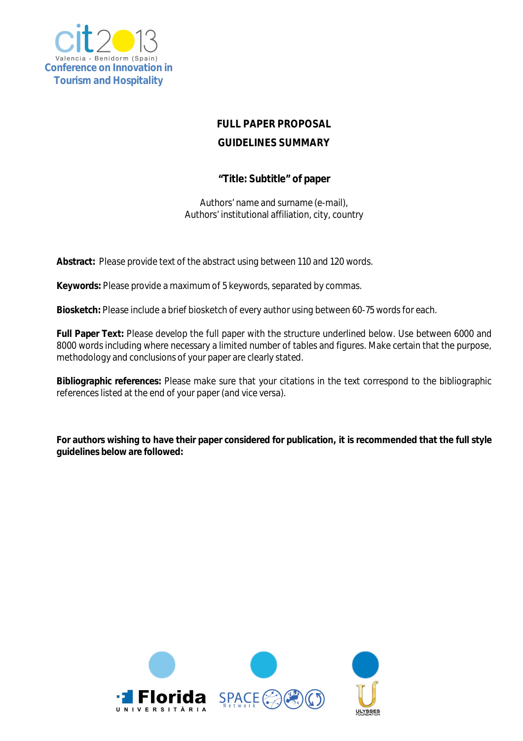cit2013
Valencia - Benidorm (Spain)
Conference on Innovation in Tourism and Hospitality

# FULL PAPER PROPOSAL
# GUIDELINES SUMMARY

**"Title: Subtitle" of paper**

Authors' name and surname (e-mail),
Authors' institutional affiliation, city, country

**Abstract:** Please provide text of the abstract using between 110 and 120 words.

**Keywords:** Please provide a maximum of 5 keywords, separated by commas.

**Biosketch:** Please include a brief biosketch of every author using between 60-75 words for each.

**Full Paper Text:** Please develop the full paper with the structure underlined below. Use between 6000 and 8000 words including where necessary a limited number of tables and figures. Make certain that the purpose, methodology and conclusions of your paper are clearly stated.

**Bibliographic references:** Please make sure that your citations in the text correspond to the bibliographic references listed at the end of your paper (and vice versa).

**For authors wishing to have their paper considered for publication, it is recommended that the full style guidelines below are followed:**

Florida Universitària SPACE Network ULYSSES FOUNDATION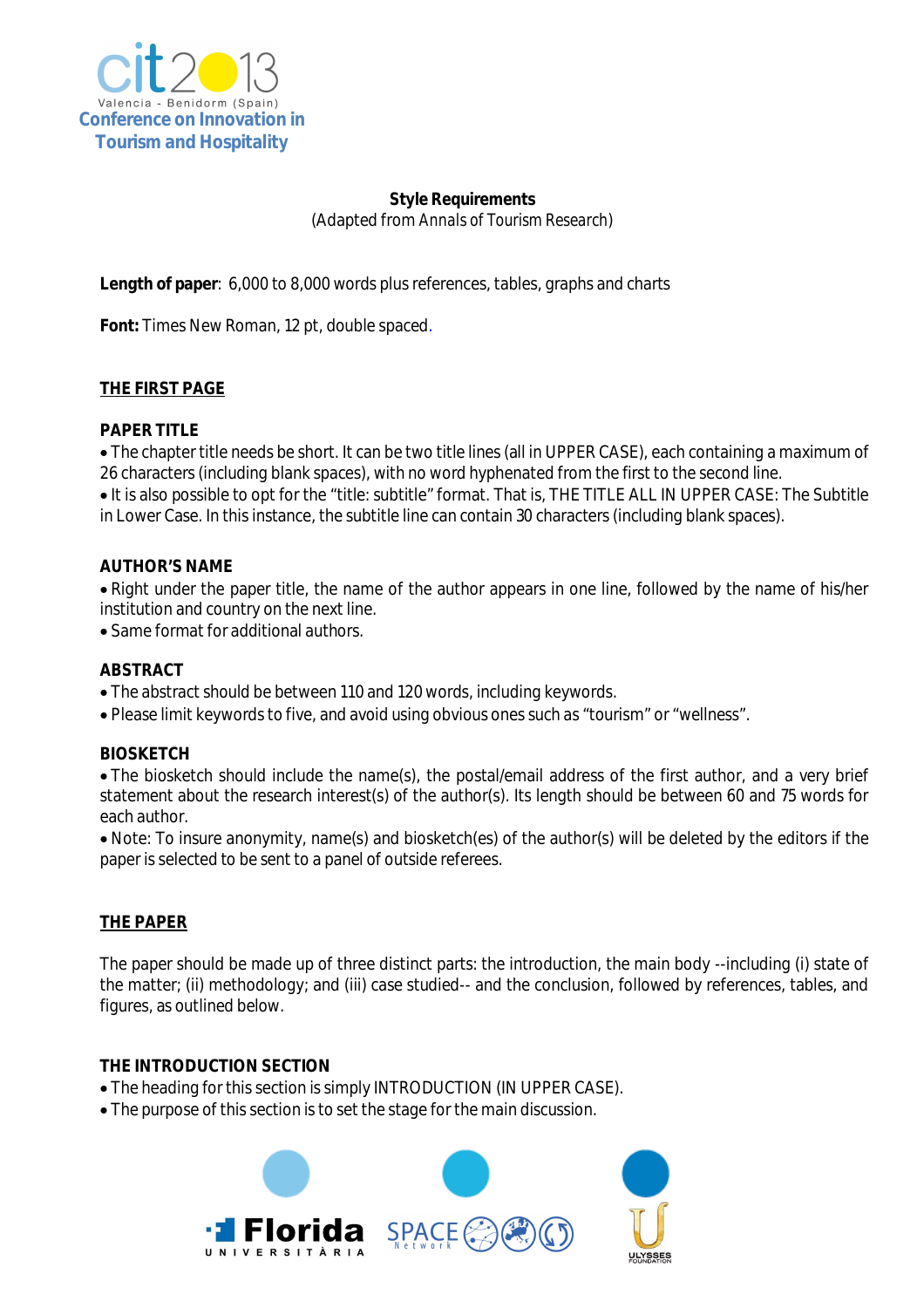**Style Requirements**
(Adapted from *Annals of Tourism Research*)

**Length of paper**: 6,000 to 8,000 words plus references, tables, graphs and charts

**Font:** Times New Roman, 12 pt, double spaced.

## THE FIRST PAGE

### PAPER TITLE

- The chapter title needs be short. It can be two title lines (all in UPPER CASE), each containing a maximum of 26 characters (including blank spaces), with no word hyphenated from the first to the second line.
- It is also possible to opt for the "title: subtitle" format. That is, THE TITLE ALL IN UPPER CASE: The Subtitle in Lower Case. In this instance, the subtitle line can contain 30 characters (including blank spaces).

### AUTHOR'S NAME

- Right under the paper title, the name of the author appears in one line, followed by the name of his/her institution and country on the next line.
- Same format for additional authors.

### ABSTRACT

- The abstract should be between 110 and 120 words, including keywords.
- Please limit keywords to five, and avoid using obvious ones such as "tourism" or "wellness".

### BIOSKETCH

- The biosketch should include the name(s), the postal/email address of the first author, and a very brief statement about the research interest(s) of the author(s). Its length should be between 60 and 75 words for each author.
- Note: To insure anonymity, name(s) and biosketch(es) of the author(s) will be deleted by the editors if the paper is selected to be sent to a panel of outside referees.

## THE PAPER

The paper should be made up of three distinct parts: the introduction, the main body --including (i) state of the matter; (ii) methodology; and (iii) case studied-- and the conclusion, followed by references, tables, and figures, as outlined below.

### THE INTRODUCTION SECTION

- The heading for this section is simply INTRODUCTION (IN UPPER CASE).
- The purpose of this section is to set the stage for the main discussion.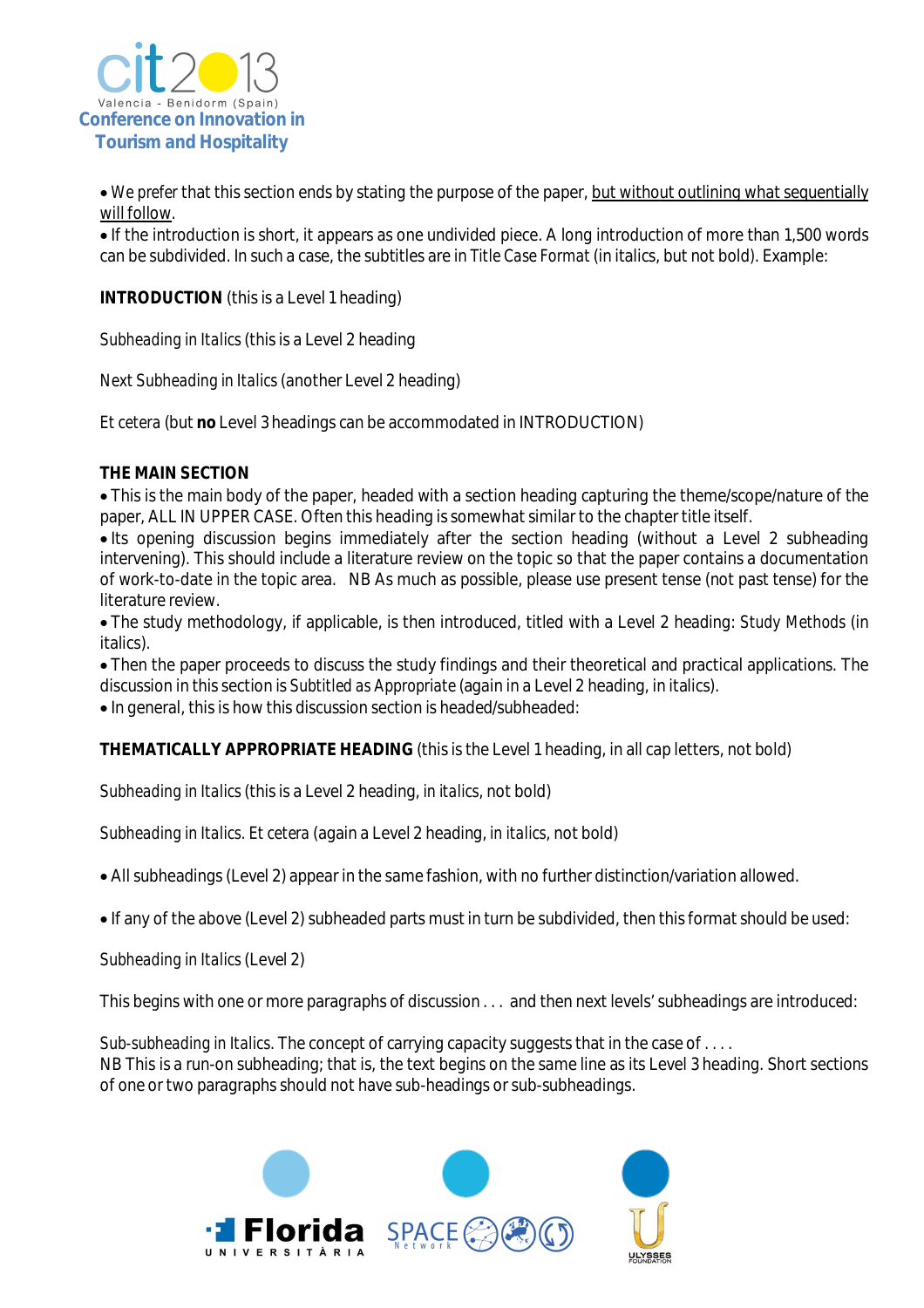• We prefer that this section ends by stating the purpose of the paper, <u>but without outlining what sequentially will follow</u>.
• If the introduction is short, it appears as one undivided piece. A long introduction of more than 1,500 words can be subdivided. In such a case, the subtitles are in *Title Case Format* (in italics, but not bold). Example:

**INTRODUCTION** (this is a Level 1 heading)

*Subheading in Italics* (this is a Level 2 heading

*Next Subheading in Italics* (another Level 2 heading)

*Et cetera* (but **no** Level 3 headings can be accommodated in INTRODUCTION)

**THE MAIN SECTION**

• This is the main body of the paper, headed with a section heading capturing the theme/scope/nature of the paper, ALL IN UPPER CASE. Often this heading is somewhat similar to the chapter title itself.
• Its opening discussion begins immediately after the section heading (without a Level 2 subheading intervening). This should include a literature review on the topic so that the paper contains a documentation of work-to-date in the topic area. NB As much as possible, please use present tense (not past tense) for the literature review.
• The study methodology, if applicable, is then introduced, titled with a Level 2 heading: *Study Methods* (in italics).
• Then the paper proceeds to discuss the study findings and their theoretical and practical applications. The discussion in this section is *Subtitled as Appropriate* (again in a Level 2 heading, in italics).
• In general, this is how this discussion section is headed/subheaded:

**THEMATICALLY APPROPRIATE HEADING** (this is the Level 1 heading, in all cap letters, not bold)

*Subheading in Italics* (this is a Level 2 heading, in *italics*, not bold)

*Subheading in Italics. Et cetera* (again a Level 2 heading, in *italics*, not bold)

• All subheadings (Level 2) appear in the same fashion, with no further distinction/variation allowed.

• If any of the above (Level 2) subheaded parts must in turn be subdivided, then this format should be used:

*Subheading in Italics* (Level 2)

This begins with one or more paragraphs of discussion . . . and then next levels' subheadings are introduced:

*Sub-subheading in Italics.* The concept of carrying capacity suggests that in the case of . . . .
NB This is a run-on subheading; that is, the text begins on the same line as its Level 3 heading. Short sections of one or two paragraphs should not have sub-headings or sub-subheadings.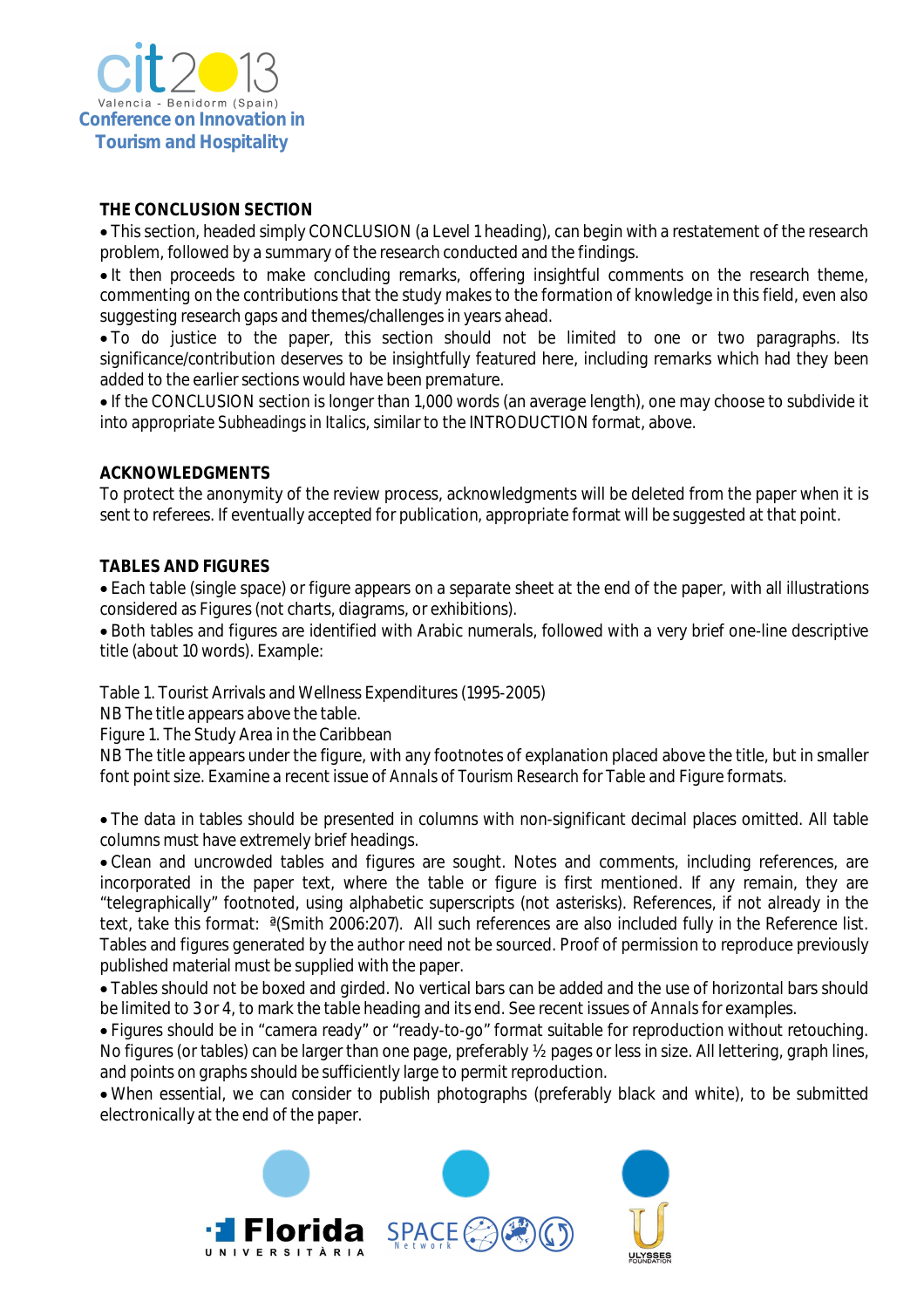## THE CONCLUSION SECTION

- This section, headed simply CONCLUSION (a Level 1 heading), can begin with a restatement of the research problem, followed by a summary of the research conducted and the findings.
- It then proceeds to make concluding remarks, offering insightful comments on the research theme, commenting on the contributions that the study makes to the formation of knowledge in this field, even also suggesting research gaps and themes/challenges in years ahead.
- To do justice to the paper, this section should not be limited to one or two paragraphs. Its significance/contribution deserves to be insightfully featured here, including remarks which had they been added to the earlier sections would have been premature.
- If the CONCLUSION section is longer than 1,000 words (an average length), one may choose to subdivide it into appropriate *Subheadings in Italics*, similar to the INTRODUCTION format, above.

## ACKNOWLEDGMENTS

To protect the anonymity of the review process, acknowledgments will be deleted from the paper when it is sent to referees. If eventually accepted for publication, appropriate format will be suggested at that point.

## TABLES AND FIGURES

- Each table (single space) or figure appears on a separate sheet at the end of the paper, with all illustrations considered as Figures (not charts, diagrams, or exhibitions).
- Both tables and figures are identified with Arabic numerals, followed with a very brief one-line descriptive title (about 10 words). Example:

Table 1. Tourist Arrivals and Wellness Expenditures (1995-2005)
NB The title appears above the table.
Figure 1. The Study Area in the Caribbean
NB The title appears under the figure, with any footnotes of explanation placed above the title, but in smaller font point size. Examine a recent issue of *Annals of Tourism Research* for Table and Figure formats.

- The data in tables should be presented in columns with non-significant decimal places omitted. All table columns must have extremely brief headings.
- Clean and uncrowded tables and figures are sought. Notes and comments, including references, are incorporated in the paper text, where the table or figure is first mentioned. If any remain, they are "telegraphically" footnoted, using alphabetic superscripts (not asterisks). References, if not already in the text, take this format: [a](Smith 2006:207). All such references are also included fully in the Reference list. Tables and figures generated by the author need not be sourced. Proof of permission to reproduce previously published material must be supplied with the paper.
- Tables should not be boxed and girded. No vertical bars can be added and the use of horizontal bars should be limited to 3 or 4, to mark the table heading and its end. See recent issues of *Annals* for examples.
- Figures should be in "camera ready" or "ready-to-go" format suitable for reproduction without retouching. No figures (or tables) can be larger than one page, preferably ½ pages or less in size. All lettering, graph lines, and points on graphs should be sufficiently large to permit reproduction.
- When essential, we can consider to publish photographs (preferably black and white), to be submitted electronically at the end of the paper.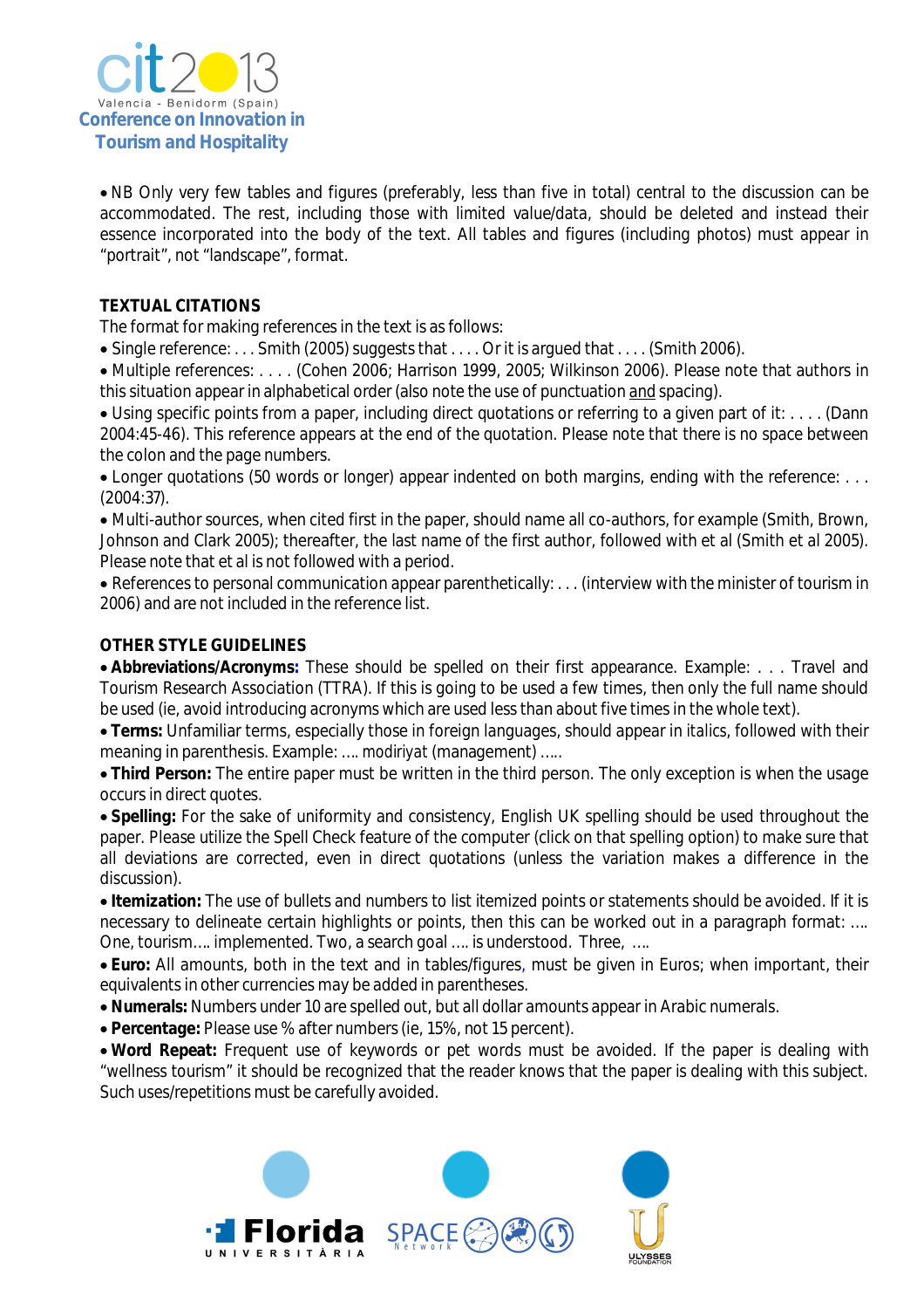• NB Only very few tables and figures (preferably, less than five in total) central to the discussion can be accommodated. The rest, including those with limited value/data, should be deleted and instead their essence incorporated into the body of the text. All tables and figures (including photos) must appear in "portrait", not "landscape", format.

**TEXTUAL CITATIONS**

The format for making references in the text is as follows:

• Single reference: . . . Smith (2005) suggests that . . . . Or it is argued that . . . . (Smith 2006).
• Multiple references: . . . . (Cohen 2006; Harrison 1999, 2005; Wilkinson 2006). Please note that authors in this situation appear in alphabetical order (also note the use of punctuation and spacing).
• Using specific points from a paper, including direct quotations or referring to a given part of it: . . . . (Dann 2004:45-46). This reference appears at the end of the quotation. Please note that there is no space between the colon and the page numbers.
• Longer quotations (50 words or longer) appear indented on both margins, ending with the reference: . . . (2004:37).
• Multi-author sources, when cited first in the paper, should name all co-authors, for example (Smith, Brown, Johnson and Clark 2005); thereafter, the last name of the first author, followed with et al (Smith et al 2005). Please note that et al is not followed with a period.
• References to personal communication appear parenthetically: . . . (interview with the minister of tourism in 2006) and are not included in the reference list.

**OTHER STYLE GUIDELINES**

• **Abbreviations/Acronyms:** These should be spelled on their first appearance. Example: . . . Travel and Tourism Research Association (TTRA). If this is going to be used a few times, then only the full name should be used (ie, avoid introducing acronyms which are used less than about five times in the whole text).
• **Terms:** Unfamiliar terms, especially those in foreign languages, should appear in italics, followed with their meaning in parenthesis. Example: …. *modiriyat* (management) …..
• **Third Person:** The entire paper must be written in the third person. The only exception is when the usage occurs in direct quotes.
• **Spelling:** For the sake of uniformity and consistency, English UK spelling should be used throughout the paper. Please utilize the Spell Check feature of the computer (click on that spelling option) to make sure that all deviations are corrected, even in direct quotations (unless the variation makes a difference in the discussion).
• **Itemization:** The use of bullets and numbers to list itemized points or statements should be avoided. If it is necessary to delineate certain highlights or points, then this can be worked out in a paragraph format: …. One, tourism…. implemented. Two, a search goal …. is understood. Three, ….
• **Euro:** All amounts, both in the text and in tables/figures, must be given in Euros; when important, their equivalents in other currencies may be added in parentheses.
• **Numerals:** Numbers under 10 are spelled out, but all dollar amounts appear in Arabic numerals.
• **Percentage:** Please use % after numbers (ie, 15%, not 15 percent).
• **Word Repeat:** Frequent use of keywords or pet words must be avoided. If the paper is dealing with "wellness tourism" it should be recognized that the reader knows that the paper is dealing with this subject. Such uses/repetitions must be carefully avoided.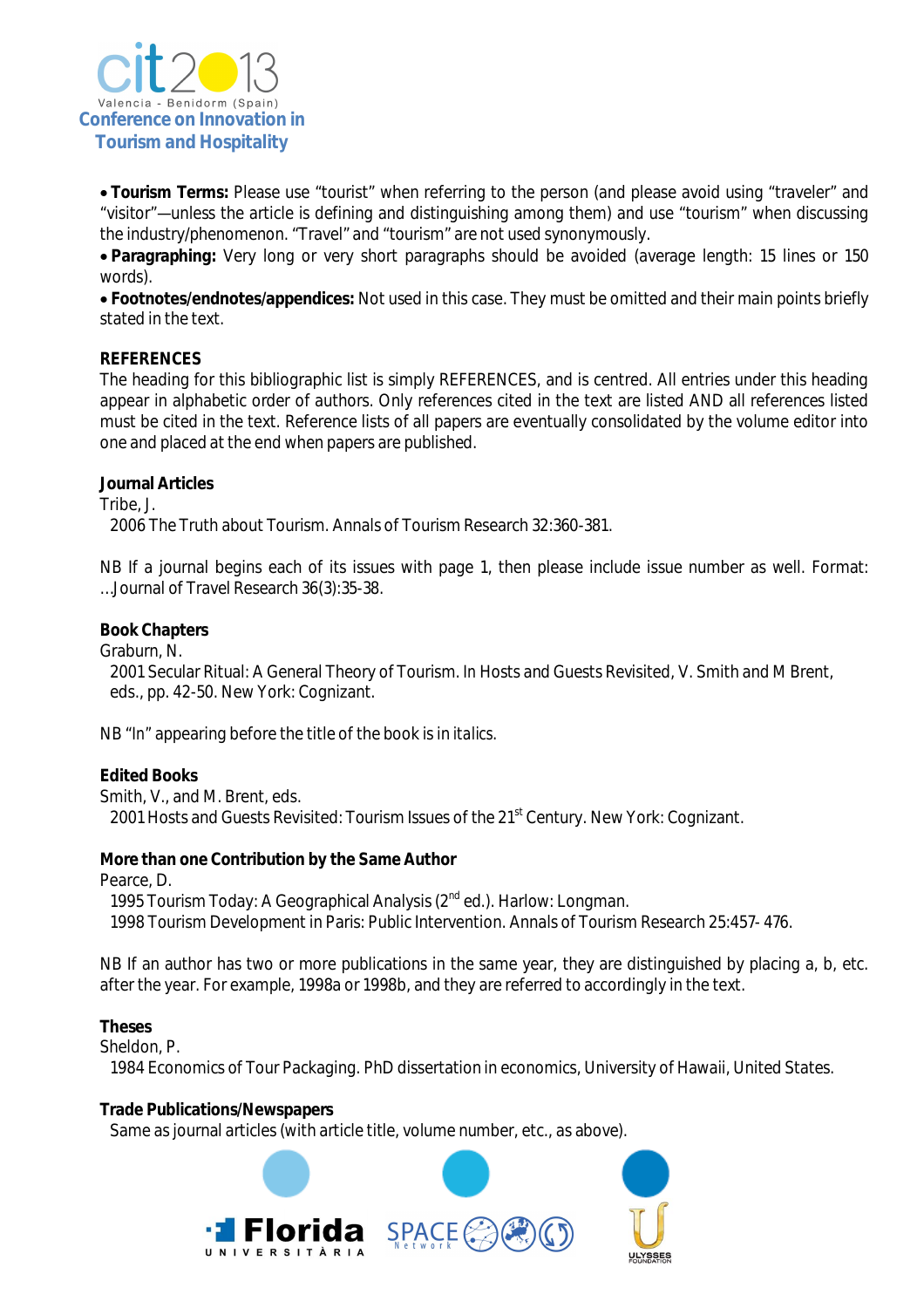- **Tourism Terms:** Please use "tourist" when referring to the person (and please avoid using "traveler" and "visitor"—unless the article is defining and distinguishing among them) and use "tourism" when discussing the industry/phenomenon. "Travel" and "tourism" are not used synonymously.
- **Paragraphing:** Very long or very short paragraphs should be avoided (average length: 15 lines or 150 words).
- **Footnotes/endnotes/appendices:** Not used in this case. They must be omitted and their main points briefly stated in the text.

**REFERENCES**

The heading for this bibliographic list is simply REFERENCES, and is centred. All entries under this heading appear in alphabetic order of authors. Only references cited in the text are listed AND all references listed must be cited in the text. Reference lists of all papers are eventually consolidated by the volume editor into one and placed at the end when papers are published.

**Journal Articles**

Tribe, J.
 2006 The Truth about Tourism. Annals of Tourism Research 32:360-381.

NB If a journal begins each of its issues with page 1, then please include issue number as well. Format: …Journal of Travel Research 36(3):35-38.

**Book Chapters**

Graburn, N.
 2001 Secular Ritual: A General Theory of Tourism. In Hosts and Guests Revisited, V. Smith and M Brent, eds., pp. 42-50. New York: Cognizant.

NB "In" appearing before the title of the book is in italics.

**Edited Books**

Smith, V., and M. Brent, eds.
 2001 Hosts and Guests Revisited: Tourism Issues of the 21st Century. New York: Cognizant.

**More than one Contribution by the Same Author**

Pearce, D.
 1995 Tourism Today: A Geographical Analysis (2nd ed.). Harlow: Longman.
 1998 Tourism Development in Paris: Public Intervention. Annals of Tourism Research 25:457- 476.

NB If an author has two or more publications in the same year, they are distinguished by placing a, b, etc. after the year. For example, 1998a or 1998b, and they are referred to accordingly in the text.

**Theses**

Sheldon, P.
 1984 Economics of Tour Packaging. PhD dissertation in economics, University of Hawaii, United States.

**Trade Publications/Newspapers**

 Same as journal articles (with article title, volume number, etc., as above).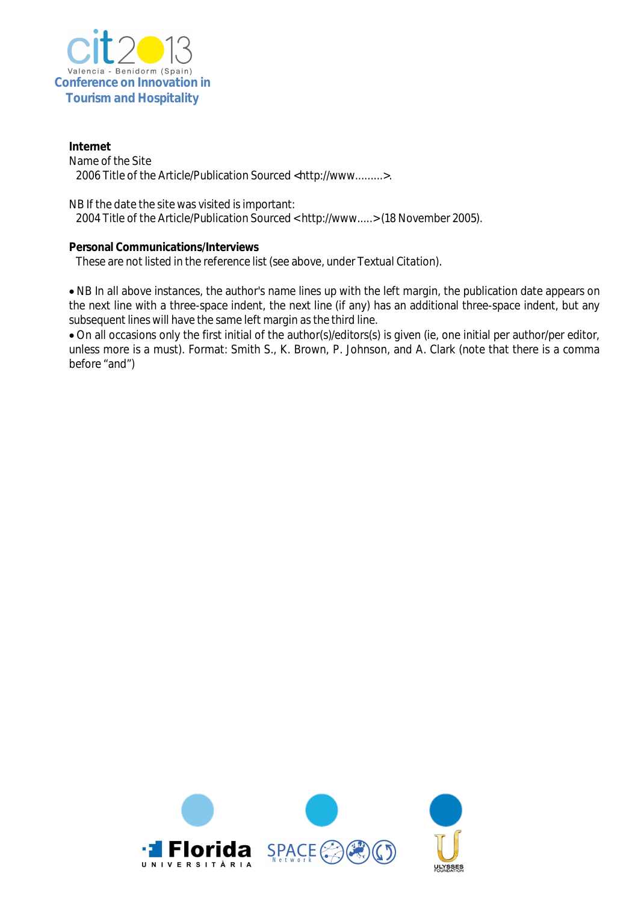**Internet**

Name of the Site

2006 Title of the Article/Publication Sourced <http://www.........>.

NB If the date the site was visited is important:

2004 Title of the Article/Publication Sourced <http://www.....> (18 November 2005).

**Personal Communications/Interviews**

These are not listed in the reference list (see above, under Textual Citation).

- NB In all above instances, the author's name lines up with the left margin, the publication date appears on the next line with a three-space indent, the next line (if any) has an additional three-space indent, but any subsequent lines will have the same left margin as the third line.
- On all occasions only the first initial of the author(s)/editors(s) is given (ie, one initial per author/per editor, unless more is a must). Format: Smith S., K. Brown, P. Johnson, and A. Clark (note that there is a comma before "and")